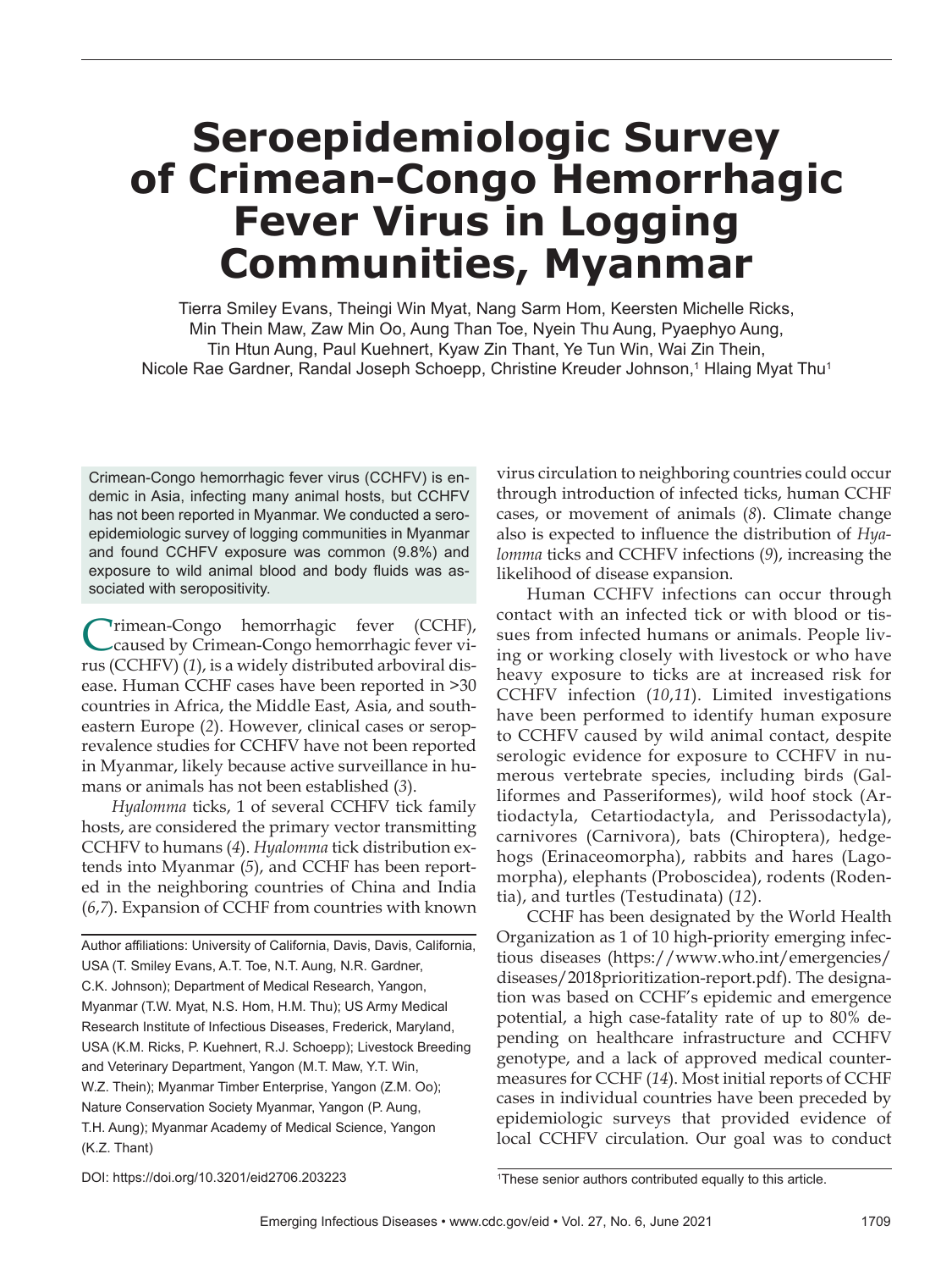# Seroepidemiologic Survey of Crimean-Congo Hemorrhagic Fever Virus in Logging Communities, Myanmar

Tierra Smiley Evans, Theingi Win Myat, Nang Sarm Hom, Keersten Michelle Ricks, Min Thein Maw, Zaw Min Oo, Aung Than Toe, Nyein Thu Aung, Pyaephyo Aung, Tin Htun Aung, Paul Kuehnert, Kyaw Zin Thant, Ye Tun Win, Wai Zin Thein, Nicole Rae Gardner, Randal Joseph Schoepp, Christine Kreuder Johnson,[1] Hlaing Myat Thu[1]

Crimean-Congo hemorrhagic fever virus (CCHFV) is endemic in Asia, infecting many animal hosts, but CCHFV has not been reported in Myanmar. We conducted a seroepidemiologic survey of logging communities in Myanmar and found CCHFV exposure was common (9.8%) and exposure to wild animal blood and body fluids was associated with seropositivity.

Crimean-Congo hemorrhagic fever (CCHF), caused by Crimean-Congo hemorrhagic fever virus (CCHFV) (*1*), is a widely distributed arboviral disease. Human CCHF cases have been reported in >30 countries in Africa, the Middle East, Asia, and southeastern Europe (*2*). However, clinical cases or seroprevalence studies for CCHFV have not been reported in Myanmar, likely because active surveillance in humans or animals has not been established (*3*).

*Hyalomma* ticks, 1 of several CCHFV tick family hosts, are considered the primary vector transmitting CCHFV to humans (*4*). *Hyalomma* tick distribution extends into Myanmar (*5*), and CCHF has been reported in the neighboring countries of China and India (*6*,*7*). Expansion of CCHF from countries with known virus circulation to neighboring countries could occur through introduction of infected ticks, human CCHF cases, or movement of animals (*8*). Climate change also is expected to influence the distribution of *Hyalomma* ticks and CCHFV infections (*9*), increasing the likelihood of disease expansion.

Human CCHFV infections can occur through contact with an infected tick or with blood or tissues from infected humans or animals. People living or working closely with livestock or who have heavy exposure to ticks are at increased risk for CCHFV infection (*10*,*11*). Limited investigations have been performed to identify human exposure to CCHFV caused by wild animal contact, despite serologic evidence for exposure to CCHFV in numerous vertebrate species, including birds (Galliformes and Passeriformes), wild hoof stock (Artiodactyla, Cetartiodactyla, and Perissodactyla), carnivores (Carnivora), bats (Chiroptera), hedgehogs (Erinaceomorpha), rabbits and hares (Lagomorpha), elephants (Proboscidea), rodents (Rodentia), and turtles (Testudinata) (*12*).

CCHF has been designated by the World Health Organization as 1 of 10 high-priority emerging infectious diseases (https://www.who.int/emergencies/diseases/2018prioritization-report.pdf). The designation was based on CCHF's epidemic and emergence potential, a high case-fatality rate of up to 80% depending on healthcare infrastructure and CCHFV genotype, and a lack of approved medical countermeasures for CCHF (*14*). Most initial reports of CCHF cases in individual countries have been preceded by epidemiologic surveys that provided evidence of local CCHFV circulation. Our goal was to conduct

Author affiliations: University of California, Davis, Davis, California, USA (T. Smiley Evans, A.T. Toe, N.T. Aung, N.R. Gardner, C.K. Johnson); Department of Medical Research, Yangon, Myanmar (T.W. Myat, N.S. Hom, H.M. Thu); US Army Medical Research Institute of Infectious Diseases, Frederick, Maryland, USA (K.M. Ricks, P. Kuehnert, R.J. Schoepp); Livestock Breeding and Veterinary Department, Yangon (M.T. Maw, Y.T. Win, W.Z. Thein); Myanmar Timber Enterprise, Yangon (Z.M. Oo); Nature Conservation Society Myanmar, Yangon (P. Aung, T.H. Aung); Myanmar Academy of Medical Science, Yangon (K.Z. Thant)

DOI: https://doi.org/10.3201/eid2706.203223

[1]These senior authors contributed equally to this article.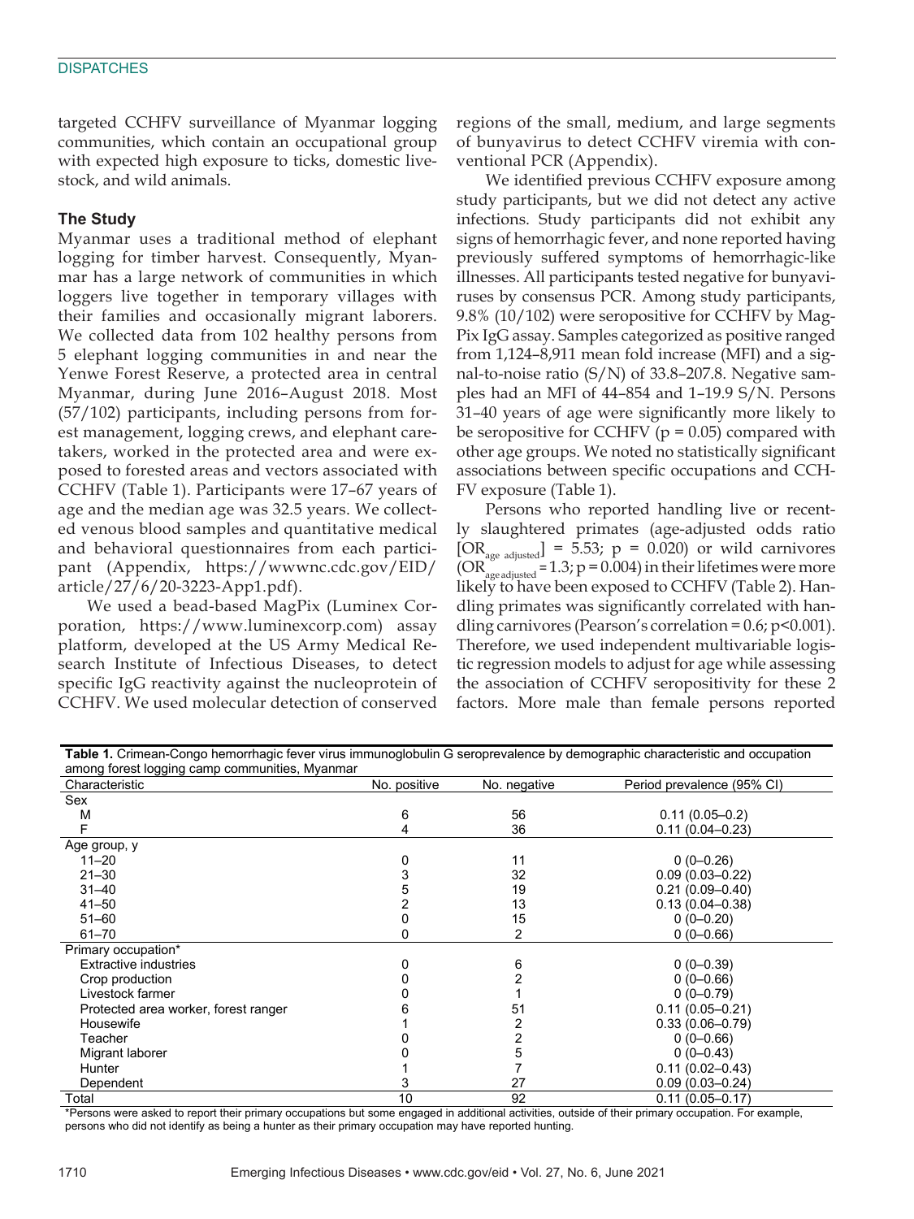targeted CCHFV surveillance of Myanmar logging communities, which contain an occupational group with expected high exposure to ticks, domestic livestock, and wild animals.

## The Study

Myanmar uses a traditional method of elephant logging for timber harvest. Consequently, Myanmar has a large network of communities in which loggers live together in temporary villages with their families and occasionally migrant laborers. We collected data from 102 healthy persons from 5 elephant logging communities in and near the Yenwe Forest Reserve, a protected area in central Myanmar, during June 2016–August 2018. Most (57/102) participants, including persons from forest management, logging crews, and elephant caretakers, worked in the protected area and were exposed to forested areas and vectors associated with CCHFV (Table 1). Participants were 17–67 years of age and the median age was 32.5 years. We collected venous blood samples and quantitative medical and behavioral questionnaires from each participant (Appendix, https://wwwnc.cdc.gov/EID/article/27/6/20-3223-App1.pdf).

We used a bead-based MagPix (Luminex Corporation, https://www.luminexcorp.com) assay platform, developed at the US Army Medical Research Institute of Infectious Diseases, to detect specific IgG reactivity against the nucleoprotein of CCHFV. We used molecular detection of conserved regions of the small, medium, and large segments of bunyavirus to detect CCHFV viremia with conventional PCR (Appendix).

We identified previous CCHFV exposure among study participants, but we did not detect any active infections. Study participants did not exhibit any signs of hemorrhagic fever, and none reported having previously suffered symptoms of hemorrhagic-like illnesses. All participants tested negative for bunyaviruses by consensus PCR. Among study participants, 9.8% (10/102) were seropositive for CCHFV by MagPix IgG assay. Samples categorized as positive ranged from 1,124–8,911 mean fold increase (MFI) and a signal-to-noise ratio (S/N) of 33.8–207.8. Negative samples had an MFI of 44–854 and 1–19.9 S/N. Persons 31–40 years of age were significantly more likely to be seropositive for CCHFV ($p = 0.05$) compared with other age groups. We noted no statistically significant associations between specific occupations and CCHFV exposure (Table 1).

Persons who reported handling live or recently slaughtered primates (age-adjusted odds ratio [$OR_{age\ adjusted}$] = 5.53; $p = 0.020$) or wild carnivores ($OR_{age\ adjusted} = 1.3$; $p = 0.004$) in their lifetimes were more likely to have been exposed to CCHFV (Table 2). Handling primates was significantly correlated with handling carnivores (Pearson's correlation = 0.6; $p<0.001$). Therefore, we used independent multivariable logistic regression models to adjust for age while assessing the association of CCHFV seropositivity for these 2 factors. More male than female persons reported

**Table 1.** Crimean-Congo hemorrhagic fever virus immunoglobulin G seroprevalence by demographic characteristic and occupation among forest logging camp communities, Myanmar

| Characteristic | No. positive | No. negative | Period prevalence (95% CI) |
|---|---|---|---|
| Sex | | | |
| M | 6 | 56 | 0.11 (0.05–0.2) |
| F | 4 | 36 | 0.11 (0.04–0.23) |
| Age group, y | | | |
| 11–20 | 0 | 11 | 0 (0–0.26) |
| 21–30 | 3 | 32 | 0.09 (0.03–0.22) |
| 31–40 | 5 | 19 | 0.21 (0.09–0.40) |
| 41–50 | 2 | 13 | 0.13 (0.04–0.38) |
| 51–60 | 0 | 15 | 0 (0–0.20) |
| 61–70 | 0 | 2 | 0 (0–0.66) |
| Primary occupation* | | | |
| Extractive industries | 0 | 6 | 0 (0–0.39) |
| Crop production | 0 | 2 | 0 (0–0.66) |
| Livestock farmer | 0 | 1 | 0 (0–0.79) |
| Protected area worker, forest ranger | 6 | 51 | 0.11 (0.05–0.21) |
| Housewife | 1 | 2 | 0.33 (0.06–0.79) |
| Teacher | 0 | 2 | 0 (0–0.66) |
| Migrant laborer | 0 | 5 | 0 (0–0.43) |
| Hunter | 1 | 7 | 0.11 (0.02–0.43) |
| Dependent | 3 | 27 | 0.09 (0.03–0.24) |
| Total | 10 | 92 | 0.11 (0.05–0.17) |

*Persons were asked to report their primary occupations but some engaged in additional activities, outside of their primary occupation. For example, persons who did not identify as being a hunter as their primary occupation may have reported hunting.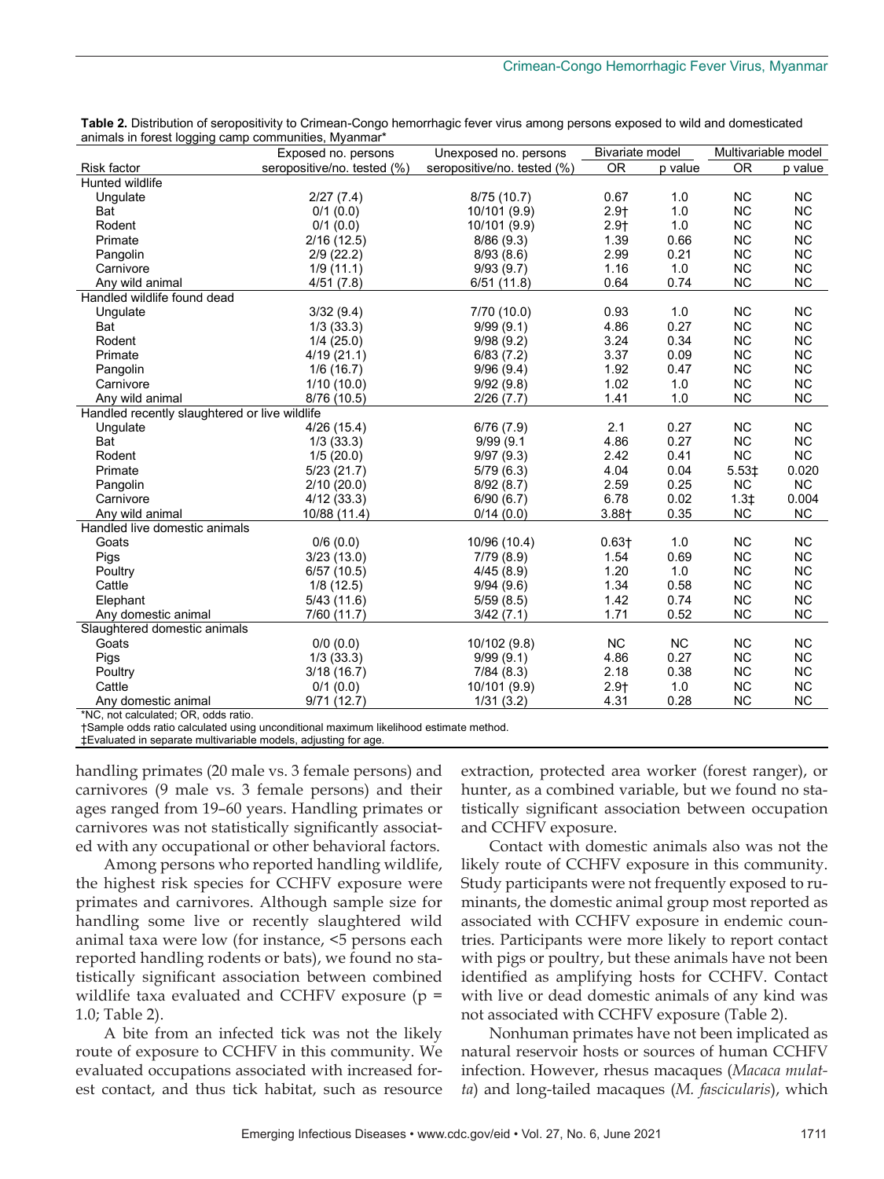**Table 2.** Distribution of seropositivity to Crimean-Congo hemorrhagic fever virus among persons exposed to wild and domesticated animals in forest logging camp communities, Myanmar*

| Risk factor | Exposed no. persons seropositive/no. tested (%) | Unexposed no. persons seropositive/no. tested (%) | Bivariate model | | Multivariable model | |
|---|---|---|---|---|---|---|
| | | | OR | p value | OR | p value |
| Hunted wildlife | | | | | | |
| Ungulate | 2/27 (7.4) | 8/75 (10.7) | 0.67 | 1.0 | NC | NC |
| Bat | 0/1 (0.0) | 10/101 (9.9) | 2.9† | 1.0 | NC | NC |
| Rodent | 0/1 (0.0) | 10/101 (9.9) | 2.9† | 1.0 | NC | NC |
| Primate | 2/16 (12.5) | 8/86 (9.3) | 1.39 | 0.66 | NC | NC |
| Pangolin | 2/9 (22.2) | 8/93 (8.6) | 2.99 | 0.21 | NC | NC |
| Carnivore | 1/9 (11.1) | 9/93 (9.7) | 1.16 | 1.0 | NC | NC |
| Any wild animal | 4/51 (7.8) | 6/51 (11.8) | 0.64 | 0.74 | NC | NC |
| Handled wildlife found dead | | | | | | |
| Ungulate | 3/32 (9.4) | 7/70 (10.0) | 0.93 | 1.0 | NC | NC |
| Bat | 1/3 (33.3) | 9/99 (9.1) | 4.86 | 0.27 | NC | NC |
| Rodent | 1/4 (25.0) | 9/98 (9.2) | 3.24 | 0.34 | NC | NC |
| Primate | 4/19 (21.1) | 6/83 (7.2) | 3.37 | 0.09 | NC | NC |
| Pangolin | 1/6 (16.7) | 9/96 (9.4) | 1.92 | 0.47 | NC | NC |
| Carnivore | 1/10 (10.0) | 9/92 (9.8) | 1.02 | 1.0 | NC | NC |
| Any wild animal | 8/76 (10.5) | 2/26 (7.7) | 1.41 | 1.0 | NC | NC |
| Handled recently slaughtered or live wildlife | | | | | | |
| Ungulate | 4/26 (15.4) | 6/76 (7.9) | 2.1 | 0.27 | NC | NC |
| Bat | 1/3 (33.3) | 9/99 (9.1 | 4.86 | 0.27 | NC | NC |
| Rodent | 1/5 (20.0) | 9/97 (9.3) | 2.42 | 0.41 | NC | NC |
| Primate | 5/23 (21.7) | 5/79 (6.3) | 4.04 | 0.04 | 5.53‡ | 0.020 |
| Pangolin | 2/10 (20.0) | 8/92 (8.7) | 2.59 | 0.25 | NC | NC |
| Carnivore | 4/12 (33.3) | 6/90 (6.7) | 6.78 | 0.02 | 1.3‡ | 0.004 |
| Any wild animal | 10/88 (11.4) | 0/14 (0.0) | 3.88† | 0.35 | NC | NC |
| Handled live domestic animals | | | | | | |
| Goats | 0/6 (0.0) | 10/96 (10.4) | 0.63† | 1.0 | NC | NC |
| Pigs | 3/23 (13.0) | 7/79 (8.9) | 1.54 | 0.69 | NC | NC |
| Poultry | 6/57 (10.5) | 4/45 (8.9) | 1.20 | 1.0 | NC | NC |
| Cattle | 1/8 (12.5) | 9/94 (9.6) | 1.34 | 0.58 | NC | NC |
| Elephant | 5/43 (11.6) | 5/59 (8.5) | 1.42 | 0.74 | NC | NC |
| Any domestic animal | 7/60 (11.7) | 3/42 (7.1) | 1.71 | 0.52 | NC | NC |
| Slaughtered domestic animals | | | | | | |
| Goats | 0/0 (0.0) | 10/102 (9.8) | NC | NC | NC | NC |
| Pigs | 1/3 (33.3) | 9/99 (9.1) | 4.86 | 0.27 | NC | NC |
| Poultry | 3/18 (16.7) | 7/84 (8.3) | 2.18 | 0.38 | NC | NC |
| Cattle | 0/1 (0.0) | 10/101 (9.9) | 2.9† | 1.0 | NC | NC |
| Any domestic animal | 9/71 (12.7) | 1/31 (3.2) | 4.31 | 0.28 | NC | NC |

*NC, not calculated; OR, odds ratio.
†Sample odds ratio calculated using unconditional maximum likelihood estimate method.
‡Evaluated in separate multivariable models, adjusting for age.

handling primates (20 male vs. 3 female persons) and carnivores (9 male vs. 3 female persons) and their ages ranged from 19–60 years. Handling primates or carnivores was not statistically significantly associated with any occupational or other behavioral factors.

Among persons who reported handling wildlife, the highest risk species for CCHFV exposure were primates and carnivores. Although sample size for handling some live or recently slaughtered wild animal taxa were low (for instance, <5 persons each reported handling rodents or bats), we found no statistically significant association between combined wildlife taxa evaluated and CCHFV exposure ($p = 1.0$; Table 2).

A bite from an infected tick was not the likely route of exposure to CCHFV in this community. We evaluated occupations associated with increased forest contact, and thus tick habitat, such as resource extraction, protected area worker (forest ranger), or hunter, as a combined variable, but we found no statistically significant association between occupation and CCHFV exposure.

Contact with domestic animals also was not the likely route of CCHFV exposure in this community. Study participants were not frequently exposed to ruminants, the domestic animal group most reported as associated with CCHFV exposure in endemic countries. Participants were more likely to report contact with pigs or poultry, but these animals have not been identified as amplifying hosts for CCHFV. Contact with live or dead domestic animals of any kind was not associated with CCHFV exposure (Table 2).

Nonhuman primates have not been implicated as natural reservoir hosts or sources of human CCHFV infection. However, rhesus macaques (*Macaca mulatta*) and long-tailed macaques (*M. fascicularis*), which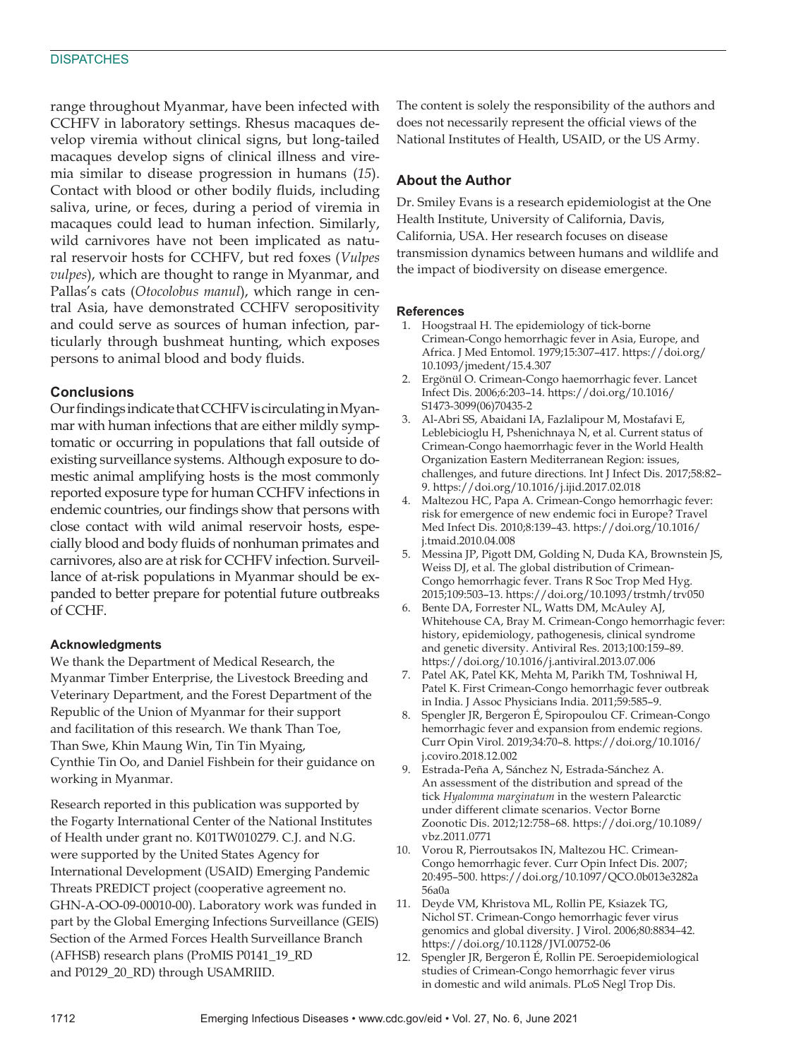range throughout Myanmar, have been infected with CCHFV in laboratory settings. Rhesus macaques develop viremia without clinical signs, but long-tailed macaques develop signs of clinical illness and viremia similar to disease progression in humans (*15*). Contact with blood or other bodily fluids, including saliva, urine, or feces, during a period of viremia in macaques could lead to human infection. Similarly, wild carnivores have not been implicated as natural reservoir hosts for CCHFV, but red foxes (*Vulpes vulpes*), which are thought to range in Myanmar, and Pallas's cats (*Otocolobus manul*), which range in central Asia, have demonstrated CCHFV seropositivity and could serve as sources of human infection, particularly through bushmeat hunting, which exposes persons to animal blood and body fluids.

## Conclusions

Our findings indicate that CCHFV is circulating in Myanmar with human infections that are either mildly symptomatic or occurring in populations that fall outside of existing surveillance systems. Although exposure to domestic animal amplifying hosts is the most commonly reported exposure type for human CCHFV infections in endemic countries, our findings show that persons with close contact with wild animal reservoir hosts, especially blood and body fluids of nonhuman primates and carnivores, also are at risk for CCHFV infection. Surveillance of at-risk populations in Myanmar should be expanded to better prepare for potential future outbreaks of CCHF.

### Acknowledgments

We thank the Department of Medical Research, the Myanmar Timber Enterprise, the Livestock Breeding and Veterinary Department, and the Forest Department of the Republic of the Union of Myanmar for their support and facilitation of this research. We thank Than Toe, Than Swe, Khin Maung Win, Tin Tin Myaing, Cynthie Tin Oo, and Daniel Fishbein for their guidance on working in Myanmar.

Research reported in this publication was supported by the Fogarty International Center of the National Institutes of Health under grant no. K01TW010279. C.J. and N.G. were supported by the United States Agency for International Development (USAID) Emerging Pandemic Threats PREDICT project (cooperative agreement no. GHN-A-OO-09-00010-00). Laboratory work was funded in part by the Global Emerging Infections Surveillance (GEIS) Section of the Armed Forces Health Surveillance Branch (AFHSB) research plans (ProMIS P0141_19_RD and P0129_20_RD) through USAMRIID.

The content is solely the responsibility of the authors and does not necessarily represent the official views of the National Institutes of Health, USAID, or the US Army.

## About the Author

Dr. Smiley Evans is a research epidemiologist at the One Health Institute, University of California, Davis, California, USA. Her research focuses on disease transmission dynamics between humans and wildlife and the impact of biodiversity on disease emergence.

### References

1. Hoogstraal H. The epidemiology of tick-borne Crimean-Congo hemorrhagic fever in Asia, Europe, and Africa. J Med Entomol. 1979;15:307–417. https://doi.org/10.1093/jmedent/15.4.307
2. Ergönül O. Crimean-Congo haemorrhagic fever. Lancet Infect Dis. 2006;6:203–14. https://doi.org/10.1016/S1473-3099(06)70435-2
3. Al-Abri SS, Abaidani IA, Fazlalipour M, Mostafavi E, Leblebicioglu H, Pshenichnaya N, et al. Current status of Crimean-Congo haemorrhagic fever in the World Health Organization Eastern Mediterranean Region: issues, challenges, and future directions. Int J Infect Dis. 2017;58:82–9. https://doi.org/10.1016/j.ijid.2017.02.018
4. Maltezou HC, Papa A. Crimean-Congo hemorrhagic fever: risk for emergence of new endemic foci in Europe? Travel Med Infect Dis. 2010;8:139–43. https://doi.org/10.1016/j.tmaid.2010.04.008
5. Messina JP, Pigott DM, Golding N, Duda KA, Brownstein JS, Weiss DJ, et al. The global distribution of Crimean-Congo hemorrhagic fever. Trans R Soc Trop Med Hyg. 2015;109:503–13. https://doi.org/10.1093/trstmh/trv050
6. Bente DA, Forrester NL, Watts DM, McAuley AJ, Whitehouse CA, Bray M. Crimean-Congo hemorrhagic fever: history, epidemiology, pathogenesis, clinical syndrome and genetic diversity. Antiviral Res. 2013;100:159–89. https://doi.org/10.1016/j.antiviral.2013.07.006
7. Patel AK, Patel KK, Mehta M, Parikh TM, Toshniwal H, Patel K. First Crimean-Congo hemorrhagic fever outbreak in India. J Assoc Physicians India. 2011;59:585–9.
8. Spengler JR, Bergeron É, Spiropoulou CF. Crimean-Congo hemorrhagic fever and expansion from endemic regions. Curr Opin Virol. 2019;34:70–8. https://doi.org/10.1016/j.coviro.2018.12.002
9. Estrada-Peña A, Sánchez N, Estrada-Sánchez A. An assessment of the distribution and spread of the tick *Hyalomma marginatum* in the western Palearctic under different climate scenarios. Vector Borne Zoonotic Dis. 2012;12:758–68. https://doi.org/10.1089/vbz.2011.0771
10. Vorou R, Pierroutsakos IN, Maltezou HC. Crimean-Congo hemorrhagic fever. Curr Opin Infect Dis. 2007;20:495–500. https://doi.org/10.1097/QCO.0b013e3282a56a0a
11. Deyde VM, Khristova ML, Rollin PE, Ksiazek TG, Nichol ST. Crimean-Congo hemorrhagic fever virus genomics and global diversity. J Virol. 2006;80:8834–42. https://doi.org/10.1128/JVI.00752-06
12. Spengler JR, Bergeron É, Rollin PE. Seroepidemiological studies of Crimean-Congo hemorrhagic fever virus in domestic and wild animals. PLoS Negl Trop Dis.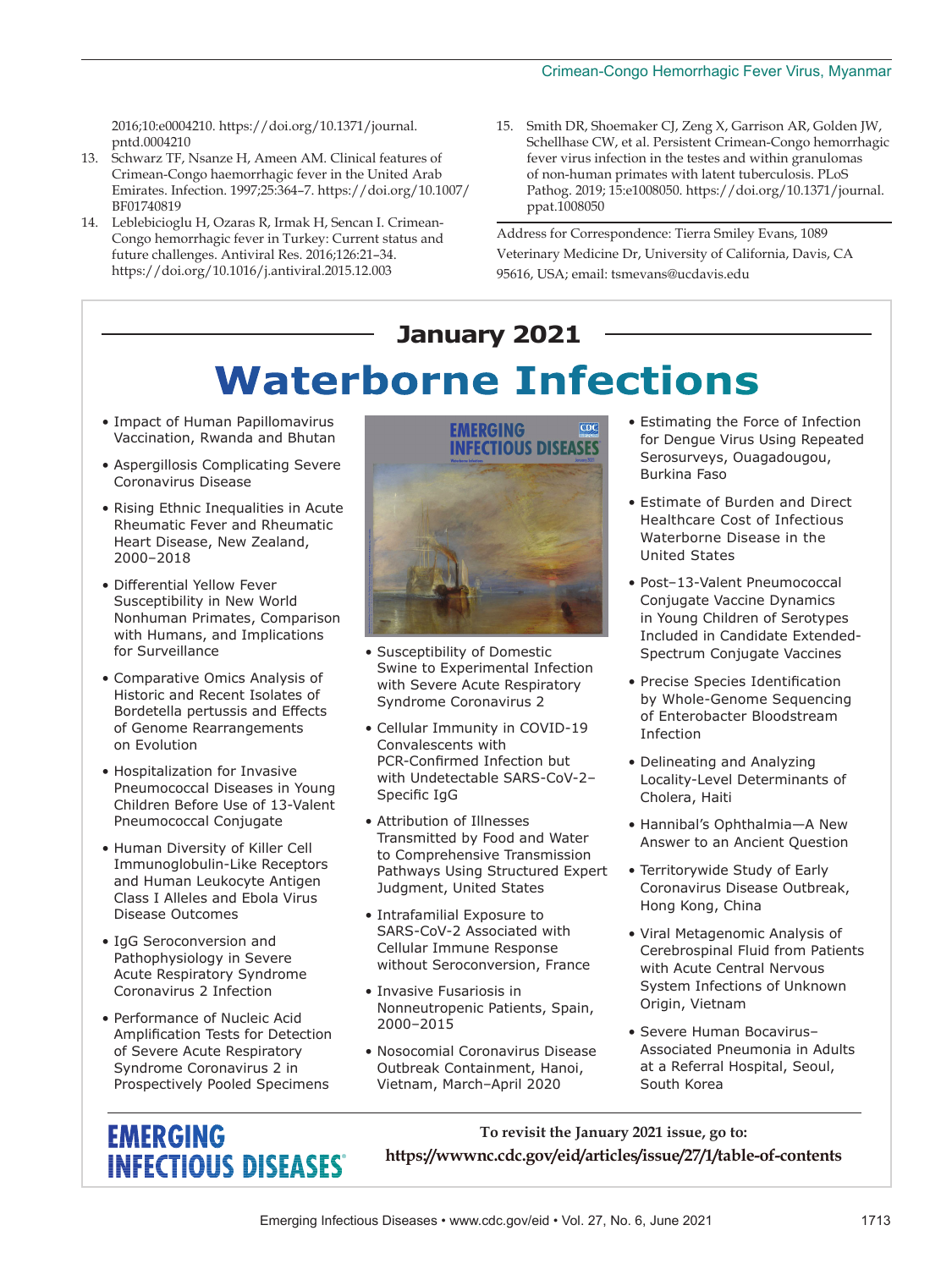2016;10:e0004210. https://doi.org/10.1371/journal.pntd.0004210

13. Schwarz TF, Nsanze H, Ameen AM. Clinical features of Crimean-Congo haemorrhagic fever in the United Arab Emirates. Infection. 1997;25:364–7. https://doi.org/10.1007/BF01740819
14. Leblebicioglu H, Ozaras R, Irmak H, Sencan I. Crimean-Congo hemorrhagic fever in Turkey: Current status and future challenges. Antiviral Res. 2016;126:21–34. https://doi.org/10.1016/j.antiviral.2015.12.003
15. Smith DR, Shoemaker CJ, Zeng X, Garrison AR, Golden JW, Schellhase CW, et al. Persistent Crimean-Congo hemorrhagic fever virus infection in the testes and within granulomas of non-human primates with latent tuberculosis. PLoS Pathog. 2019; 15:e1008050. https://doi.org/10.1371/journal.ppat.1008050

Address for Correspondence: Tierra Smiley Evans, 1089 Veterinary Medicine Dr, University of California, Davis, CA 95616, USA; email: tsmevans@ucdavis.edu

## January 2021

# Waterborne Infections

- Impact of Human Papillomavirus Vaccination, Rwanda and Bhutan
- Aspergillosis Complicating Severe Coronavirus Disease
- Rising Ethnic Inequalities in Acute Rheumatic Fever and Rheumatic Heart Disease, New Zealand, 2000–2018
- Differential Yellow Fever Susceptibility in New World Nonhuman Primates, Comparison with Humans, and Implications for Surveillance
- Comparative Omics Analysis of Historic and Recent Isolates of Bordetella pertussis and Effects of Genome Rearrangements on Evolution
- Hospitalization for Invasive Pneumococcal Diseases in Young Children Before Use of 13-Valent Pneumococcal Conjugate
- Human Diversity of Killer Cell Immunoglobulin-Like Receptors and Human Leukocyte Antigen Class I Alleles and Ebola Virus Disease Outcomes
- IgG Seroconversion and Pathophysiology in Severe Acute Respiratory Syndrome Coronavirus 2 Infection
- Performance of Nucleic Acid Amplification Tests for Detection of Severe Acute Respiratory Syndrome Coronavirus 2 in Prospectively Pooled Specimens
- Susceptibility of Domestic Swine to Experimental Infection with Severe Acute Respiratory Syndrome Coronavirus 2
- Cellular Immunity in COVID-19 Convalescents with PCR-Confirmed Infection but with Undetectable SARS-CoV-2–Specific IgG
- Attribution of Illnesses Transmitted by Food and Water to Comprehensive Transmission Pathways Using Structured Expert Judgment, United States
- Intrafamilial Exposure to SARS-CoV-2 Associated with Cellular Immune Response without Seroconversion, France
- Invasive Fusariosis in Nonneutropenic Patients, Spain, 2000–2015
- Nosocomial Coronavirus Disease Outbreak Containment, Hanoi, Vietnam, March–April 2020
- Estimating the Force of Infection for Dengue Virus Using Repeated Serosurveys, Ouagadougou, Burkina Faso
- Estimate of Burden and Direct Healthcare Cost of Infectious Waterborne Disease in the United States
- Post–13-Valent Pneumococcal Conjugate Vaccine Dynamics in Young Children of Serotypes Included in Candidate Extended-Spectrum Conjugate Vaccines
- Precise Species Identification by Whole-Genome Sequencing of Enterobacter Bloodstream Infection
- Delineating and Analyzing Locality-Level Determinants of Cholera, Haiti
- Hannibal's Ophthalmia—A New Answer to an Ancient Question
- Territorywide Study of Early Coronavirus Disease Outbreak, Hong Kong, China
- Viral Metagenomic Analysis of Cerebrospinal Fluid from Patients with Acute Central Nervous System Infections of Unknown Origin, Vietnam
- Severe Human Bocavirus–Associated Pneumonia in Adults at a Referral Hospital, Seoul, South Korea

EMERGING INFECTIOUS DISEASES®

**To revisit the January 2021 issue, go to:**
**https://wwwnc.cdc.gov/eid/articles/issue/27/1/table-of-contents**